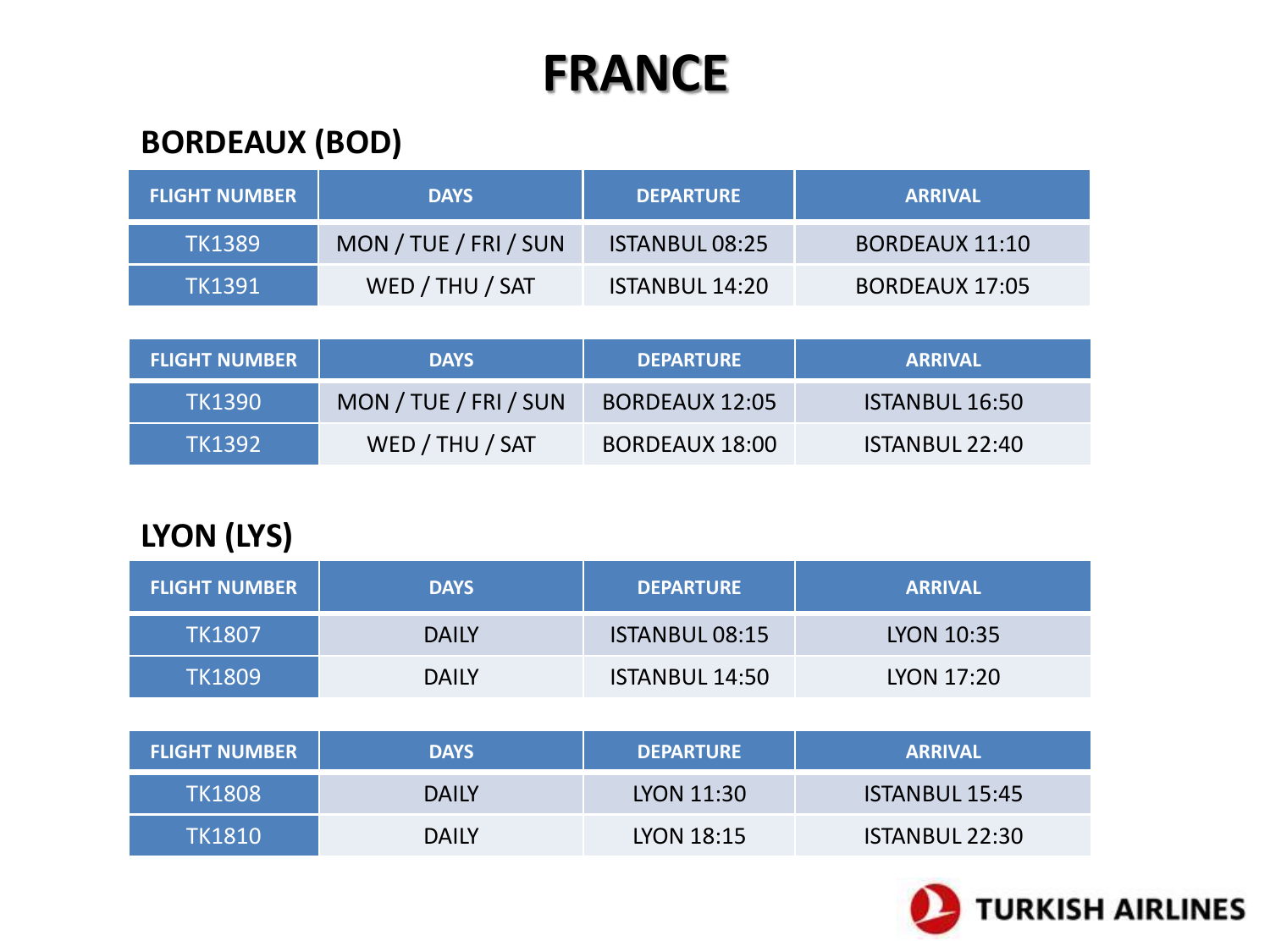# FRANCE

## BORDEAUX (BOD)

| FLIGHT NUMBER | DAYS | DEPARTURE | ARRIVAL |
| --- | --- | --- | --- |
| TK1389 | MON / TUE / FRI / SUN | ISTANBUL 08:25 | BORDEAUX 11:10 |
| TK1391 | WED / THU / SAT | ISTANBUL 14:20 | BORDEAUX 17:05 |

| FLIGHT NUMBER | DAYS | DEPARTURE | ARRIVAL |
| --- | --- | --- | --- |
| TK1390 | MON / TUE / FRI / SUN | BORDEAUX 12:05 | ISTANBUL 16:50 |
| TK1392 | WED / THU / SAT | BORDEAUX 18:00 | ISTANBUL 22:40 |

## LYON (LYS)

| FLIGHT NUMBER | DAYS | DEPARTURE | ARRIVAL |
| --- | --- | --- | --- |
| TK1807 | DAILY | ISTANBUL 08:15 | LYON 10:35 |
| TK1809 | DAILY | ISTANBUL 14:50 | LYON 17:20 |

| FLIGHT NUMBER | DAYS | DEPARTURE | ARRIVAL |
| --- | --- | --- | --- |
| TK1808 | DAILY | LYON 11:30 | ISTANBUL 15:45 |
| TK1810 | DAILY | LYON 18:15 | ISTANBUL 22:30 |

TURKISH AIRLINES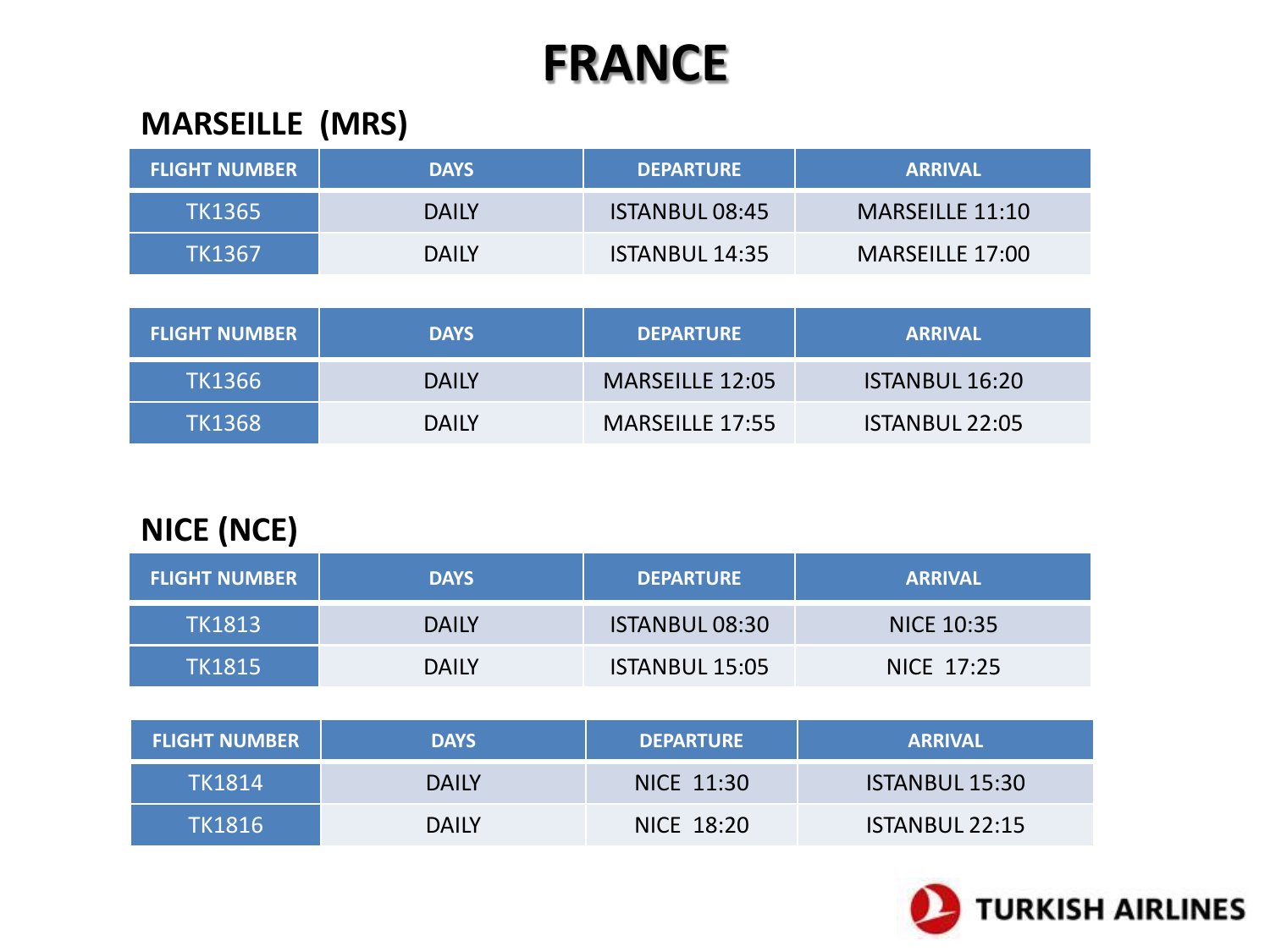# FRANCE

## MARSEILLE (MRS)

| FLIGHT NUMBER | DAYS | DEPARTURE | ARRIVAL |
|---|---|---|---|
| TK1365 | DAILY | ISTANBUL 08:45 | MARSEILLE 11:10 |
| TK1367 | DAILY | ISTANBUL 14:35 | MARSEILLE 17:00 |

| FLIGHT NUMBER | DAYS | DEPARTURE | ARRIVAL |
|---|---|---|---|
| TK1366 | DAILY | MARSEILLE 12:05 | ISTANBUL 16:20 |
| TK1368 | DAILY | MARSEILLE 17:55 | ISTANBUL 22:05 |

## NICE (NCE)

| FLIGHT NUMBER | DAYS | DEPARTURE | ARRIVAL |
|---|---|---|---|
| TK1813 | DAILY | ISTANBUL 08:30 | NICE 10:35 |
| TK1815 | DAILY | ISTANBUL 15:05 | NICE 17:25 |

| FLIGHT NUMBER | DAYS | DEPARTURE | ARRIVAL |
|---|---|---|---|
| TK1814 | DAILY | NICE 11:30 | ISTANBUL 15:30 |
| TK1816 | DAILY | NICE 18:20 | ISTANBUL 22:15 |

TURKISH AIRLINES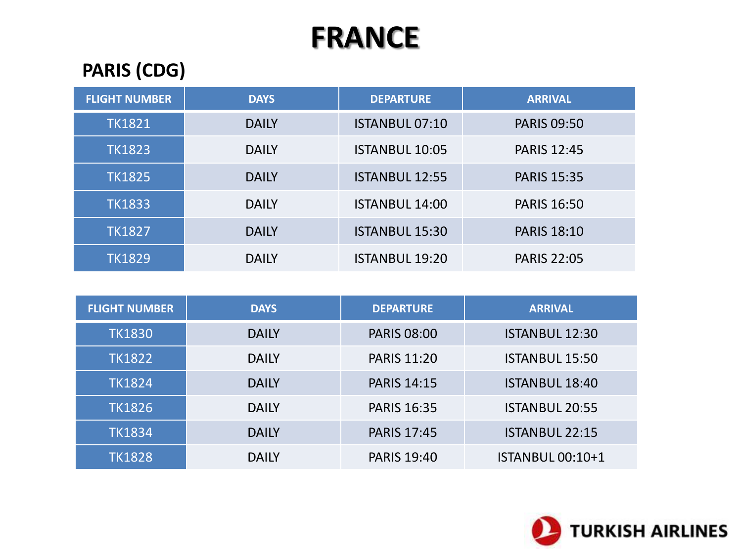# FRANCE

## PARIS (CDG)

| FLIGHT NUMBER | DAYS | DEPARTURE | ARRIVAL |
|---|---|---|---|
| TK1821 | DAILY | ISTANBUL 07:10 | PARIS 09:50 |
| TK1823 | DAILY | ISTANBUL 10:05 | PARIS 12:45 |
| TK1825 | DAILY | ISTANBUL 12:55 | PARIS 15:35 |
| TK1833 | DAILY | ISTANBUL 14:00 | PARIS 16:50 |
| TK1827 | DAILY | ISTANBUL 15:30 | PARIS 18:10 |
| TK1829 | DAILY | ISTANBUL 19:20 | PARIS 22:05 |

| FLIGHT NUMBER | DAYS | DEPARTURE | ARRIVAL |
|---|---|---|---|
| TK1830 | DAILY | PARIS 08:00 | ISTANBUL 12:30 |
| TK1822 | DAILY | PARIS 11:20 | ISTANBUL 15:50 |
| TK1824 | DAILY | PARIS 14:15 | ISTANBUL 18:40 |
| TK1826 | DAILY | PARIS 16:35 | ISTANBUL 20:55 |
| TK1834 | DAILY | PARIS 17:45 | ISTANBUL 22:15 |
| TK1828 | DAILY | PARIS 19:40 | ISTANBUL 00:10+1 |

TURKISH AIRLINES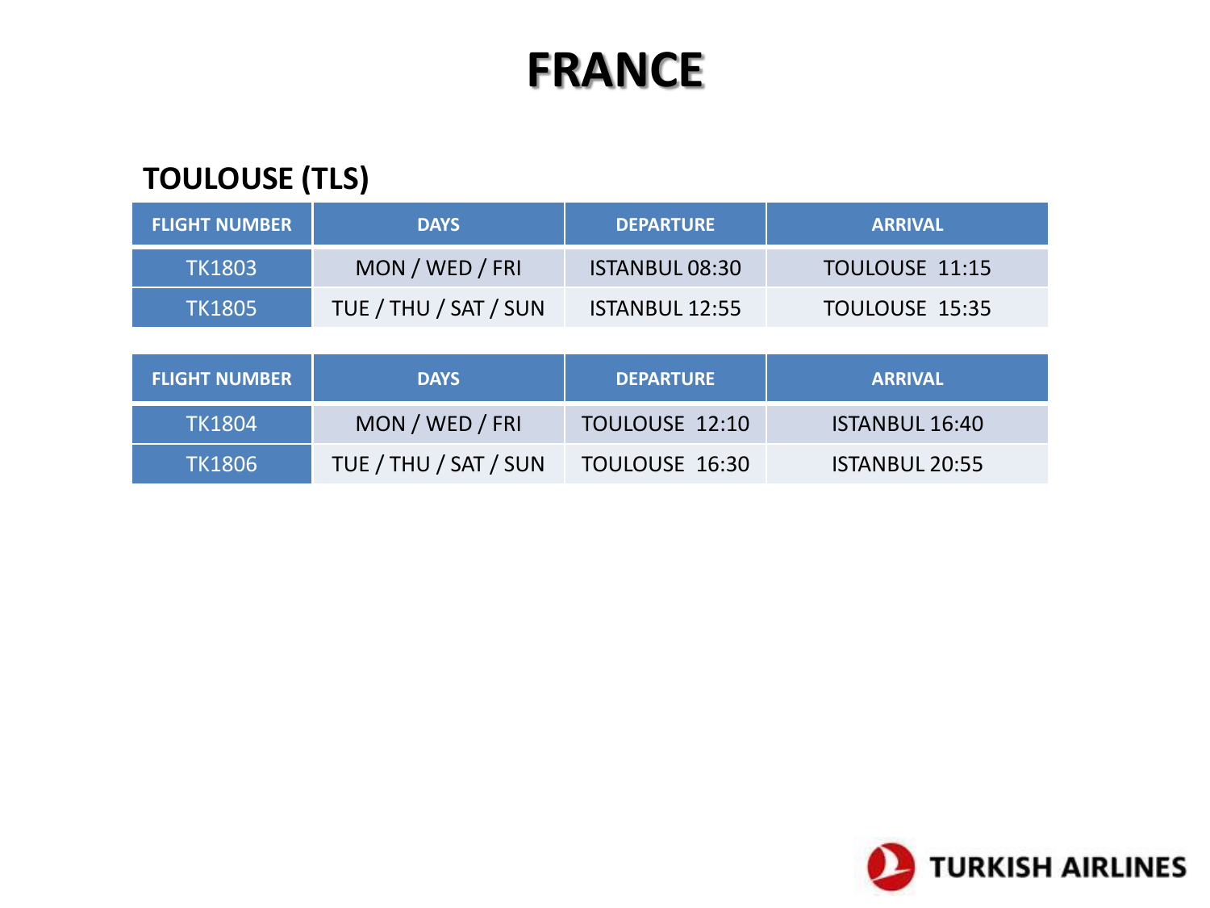# FRANCE

## TOULOUSE (TLS)

| FLIGHT NUMBER | DAYS | DEPARTURE | ARRIVAL |
|---|---|---|---|
| TK1803 | MON / WED / FRI | ISTANBUL 08:30 | TOULOUSE 11:15 |
| TK1805 | TUE / THU / SAT / SUN | ISTANBUL 12:55 | TOULOUSE 15:35 |

| FLIGHT NUMBER | DAYS | DEPARTURE | ARRIVAL |
|---|---|---|---|
| TK1804 | MON / WED / FRI | TOULOUSE 12:10 | ISTANBUL 16:40 |
| TK1806 | TUE / THU / SAT / SUN | TOULOUSE 16:30 | ISTANBUL 20:55 |

TURKISH AIRLINES